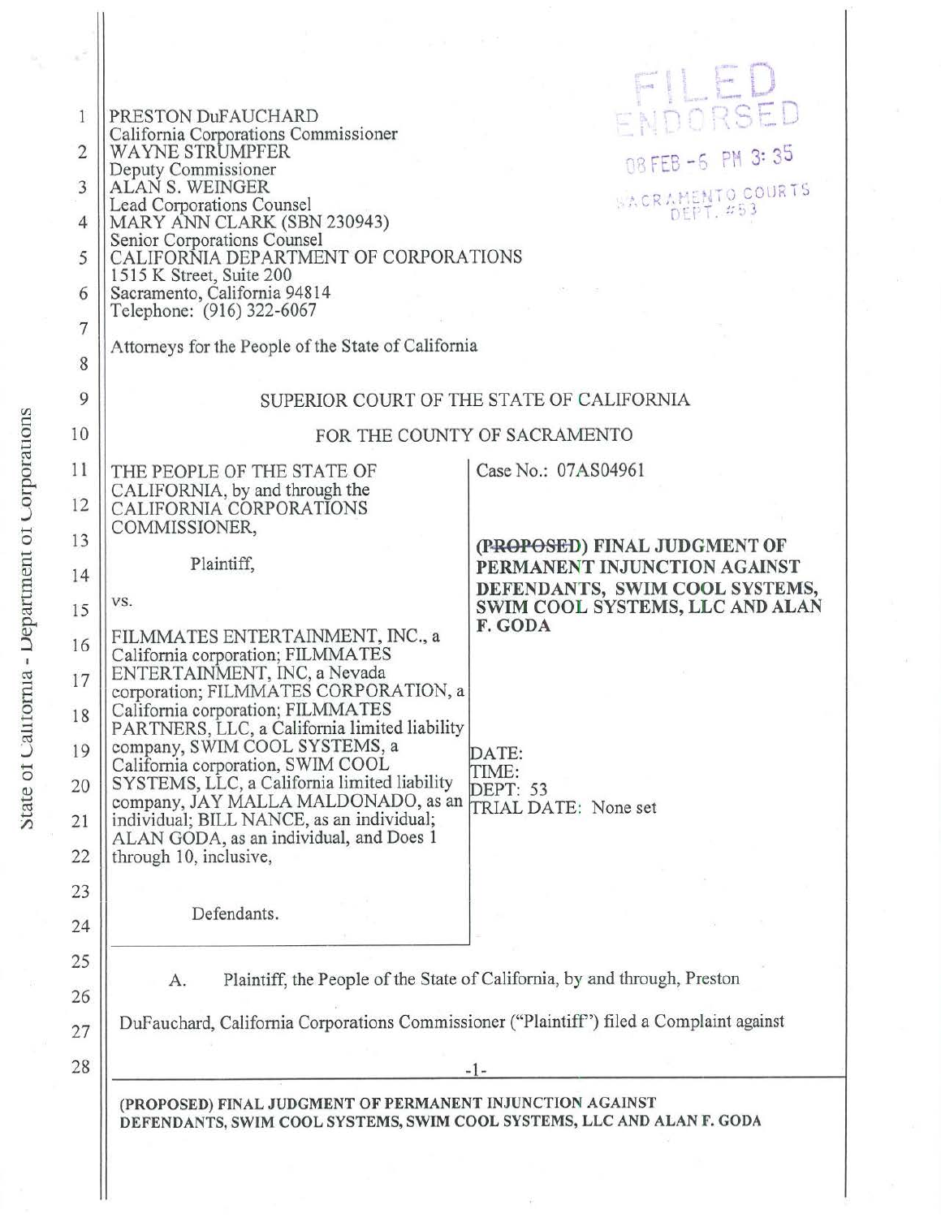PRESTON DuFAUCHARD
California Corporations Commissioner
WAYNE STRUMPFER
Deputy Commissioner
ALAN S. WEINGER
Lead Corporations Counsel
MARY ANN CLARK (SBN 230943)
Senior Corporations Counsel
CALIFORNIA DEPARTMENT OF CORPORATIONS
1515 K Street, Suite 200
Sacramento, California 94814
Telephone: (916) 322-6067

Attorneys for the People of the State of California

FILED
ENDORSED
08 FEB -6 PM 3:35
SACRAMENTO COURTS
DEPT. #53

SUPERIOR COURT OF THE STATE OF CALIFORNIA

FOR THE COUNTY OF SACRAMENTO

| | |
|---|---|
| THE PEOPLE OF THE STATE OF CALIFORNIA, by and through the CALIFORNIA CORPORATIONS COMMISSIONER,<br><br>Plaintiff,<br><br>vs.<br><br>FILMMATES ENTERTAINMENT, INC., a California corporation; FILMMATES ENTERTAINMENT, INC, a Nevada corporation; FILMMATES CORPORATION, a California corporation; FILMMATES PARTNERS, LLC, a California limited liability company, SWIM COOL SYSTEMS, a California corporation, SWIM COOL SYSTEMS, LLC, a California limited liability company, JAY MALLA MALDONADO, as an individual; BILL NANCE, as an individual; ALAN GODA, as an individual, and Does 1 through 10, inclusive,<br><br>Defendants. | Case No.: 07AS04961<br><br>**(~~PROPOSED~~) FINAL JUDGMENT OF PERMANENT INJUNCTION AGAINST DEFENDANTS, SWIM COOL SYSTEMS, SWIM COOL SYSTEMS, LLC AND ALAN F. GODA**<br><br>DATE:<br>TIME:<br>DEPT: 53<br>TRIAL DATE: None set |

A. Plaintiff, the People of the State of California, by and through, Preston DuFauchard, California Corporations Commissioner ("Plaintiff") filed a Complaint against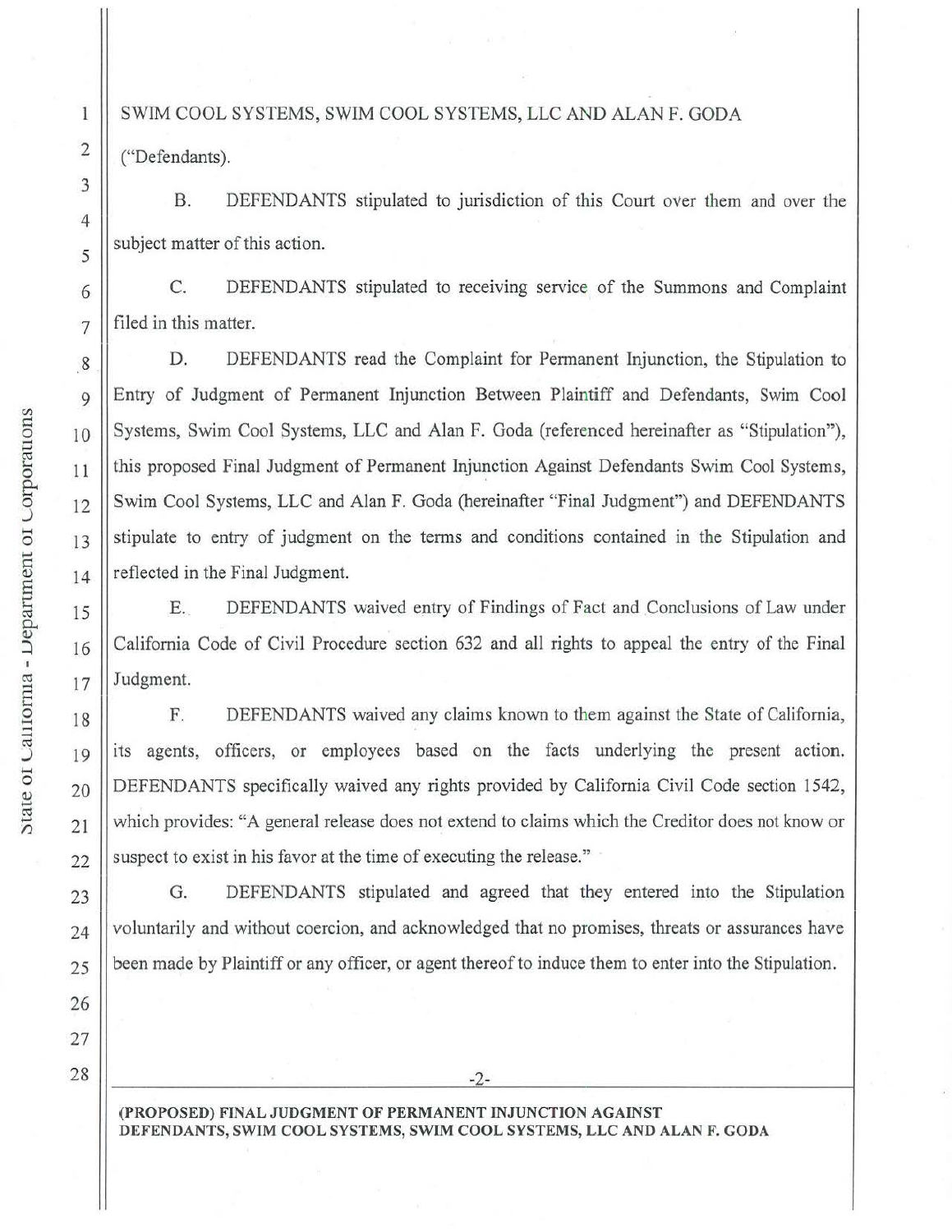SWIM COOL SYSTEMS, SWIM COOL SYSTEMS, LLC AND ALAN F. GODA ("Defendants").

B. DEFENDANTS stipulated to jurisdiction of this Court over them and over the subject matter of this action.

C. DEFENDANTS stipulated to receiving service of the Summons and Complaint filed in this matter.

D. DEFENDANTS read the Complaint for Permanent Injunction, the Stipulation to Entry of Judgment of Permanent Injunction Between Plaintiff and Defendants, Swim Cool Systems, Swim Cool Systems, LLC and Alan F. Goda (referenced hereinafter as "Stipulation"), this proposed Final Judgment of Permanent Injunction Against Defendants Swim Cool Systems, Swim Cool Systems, LLC and Alan F. Goda (hereinafter "Final Judgment") and DEFENDANTS stipulate to entry of judgment on the terms and conditions contained in the Stipulation and reflected in the Final Judgment.

E. DEFENDANTS waived entry of Findings of Fact and Conclusions of Law under California Code of Civil Procedure section 632 and all rights to appeal the entry of the Final Judgment.

F. DEFENDANTS waived any claims known to them against the State of California, its agents, officers, or employees based on the facts underlying the present action. DEFENDANTS specifically waived any rights provided by California Civil Code section 1542, which provides: "A general release does not extend to claims which the Creditor does not know or suspect to exist in his favor at the time of executing the release."

G. DEFENDANTS stipulated and agreed that they entered into the Stipulation voluntarily and without coercion, and acknowledged that no promises, threats or assurances have been made by Plaintiff or any officer, or agent thereof to induce them to enter into the Stipulation.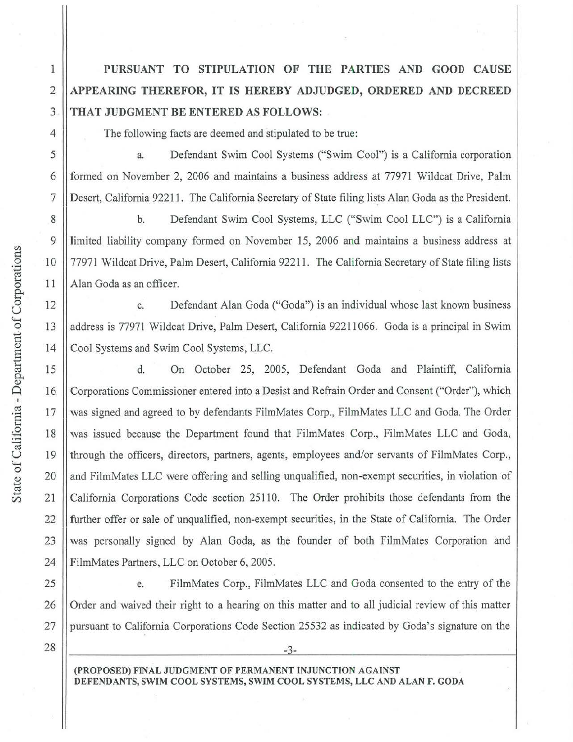**PURSUANT TO STIPULATION OF THE PARTIES AND GOOD CAUSE APPEARING THEREFOR, IT IS HEREBY ADJUDGED, ORDERED AND DECREED THAT JUDGMENT BE ENTERED AS FOLLOWS:**

The following facts are deemed and stipulated to be true:

a. Defendant Swim Cool Systems ("Swim Cool") is a California corporation formed on November 2, 2006 and maintains a business address at 77971 Wildcat Drive, Palm Desert, California 92211. The California Secretary of State filing lists Alan Goda as the President.

b. Defendant Swim Cool Systems, LLC ("Swim Cool LLC") is a California limited liability company formed on November 15, 2006 and maintains a business address at 77971 Wildcat Drive, Palm Desert, California 92211. The California Secretary of State filing lists Alan Goda as an officer.

c. Defendant Alan Goda ("Goda") is an individual whose last known business address is 77971 Wildcat Drive, Palm Desert, California 922111066. Goda is a principal in Swim Cool Systems and Swim Cool Systems, LLC.

d. On October 25, 2005, Defendant Goda and Plaintiff, California Corporations Commissioner entered into a Desist and Refrain Order and Consent ("Order"), which was signed and agreed to by defendants FilmMates Corp., FilmMates LLC and Goda. The Order was issued because the Department found that FilmMates Corp., FilmMates LLC and Goda, through the officers, directors, partners, agents, employees and/or servants of FilmMates Corp., and FilmMates LLC were offering and selling unqualified, non-exempt securities, in violation of California Corporations Code section 25110. The Order prohibits those defendants from the further offer or sale of unqualified, non-exempt securities, in the State of California. The Order was personally signed by Alan Goda, as the founder of both FilmMates Corporation and FilmMates Partners, LLC on October 6, 2005.

e. FilmMates Corp., FilmMates LLC and Goda consented to the entry of the Order and waived their right to a hearing on this matter and to all judicial review of this matter pursuant to California Corporations Code Section 25532 as indicated by Goda's signature on the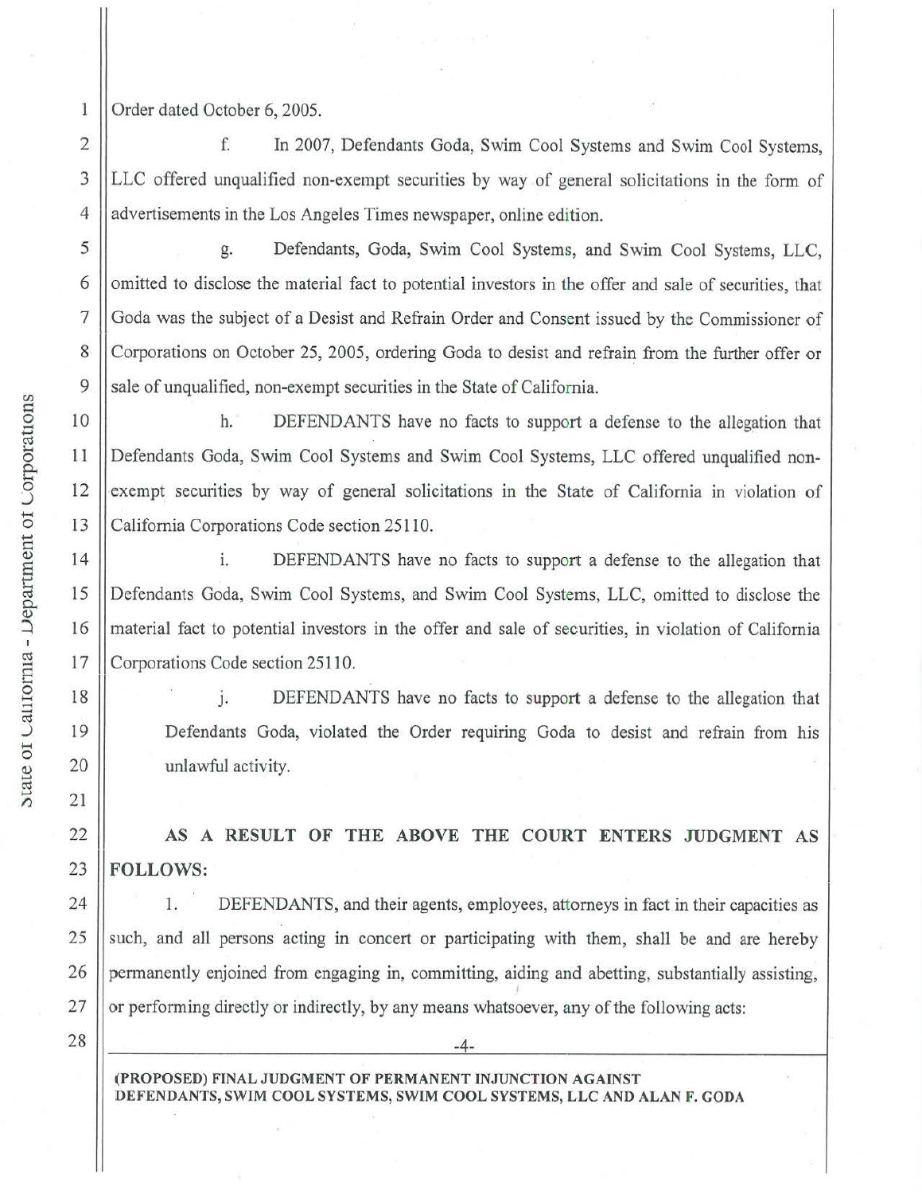Order dated October 6, 2005.

f. In 2007, Defendants Goda, Swim Cool Systems and Swim Cool Systems, LLC offered unqualified non-exempt securities by way of general solicitations in the form of advertisements in the Los Angeles Times newspaper, online edition.

g. Defendants, Goda, Swim Cool Systems, and Swim Cool Systems, LLC, omitted to disclose the material fact to potential investors in the offer and sale of securities, that Goda was the subject of a Desist and Refrain Order and Consent issued by the Commissioner of Corporations on October 25, 2005, ordering Goda to desist and refrain from the further offer or sale of unqualified, non-exempt securities in the State of California.

h. DEFENDANTS have no facts to support a defense to the allegation that Defendants Goda, Swim Cool Systems and Swim Cool Systems, LLC offered unqualified non-exempt securities by way of general solicitations in the State of California in violation of California Corporations Code section 25110.

i. DEFENDANTS have no facts to support a defense to the allegation that Defendants Goda, Swim Cool Systems, and Swim Cool Systems, LLC, omitted to disclose the material fact to potential investors in the offer and sale of securities, in violation of California Corporations Code section 25110.

j. DEFENDANTS have no facts to support a defense to the allegation that Defendants Goda, violated the Order requiring Goda to desist and refrain from his unlawful activity.

**AS A RESULT OF THE ABOVE THE COURT ENTERS JUDGMENT AS FOLLOWS:**

1. DEFENDANTS, and their agents, employees, attorneys in fact in their capacities as such, and all persons acting in concert or participating with them, shall be and are hereby permanently enjoined from engaging in, committing, aiding and abetting, substantially assisting, or performing directly or indirectly, by any means whatsoever, any of the following acts: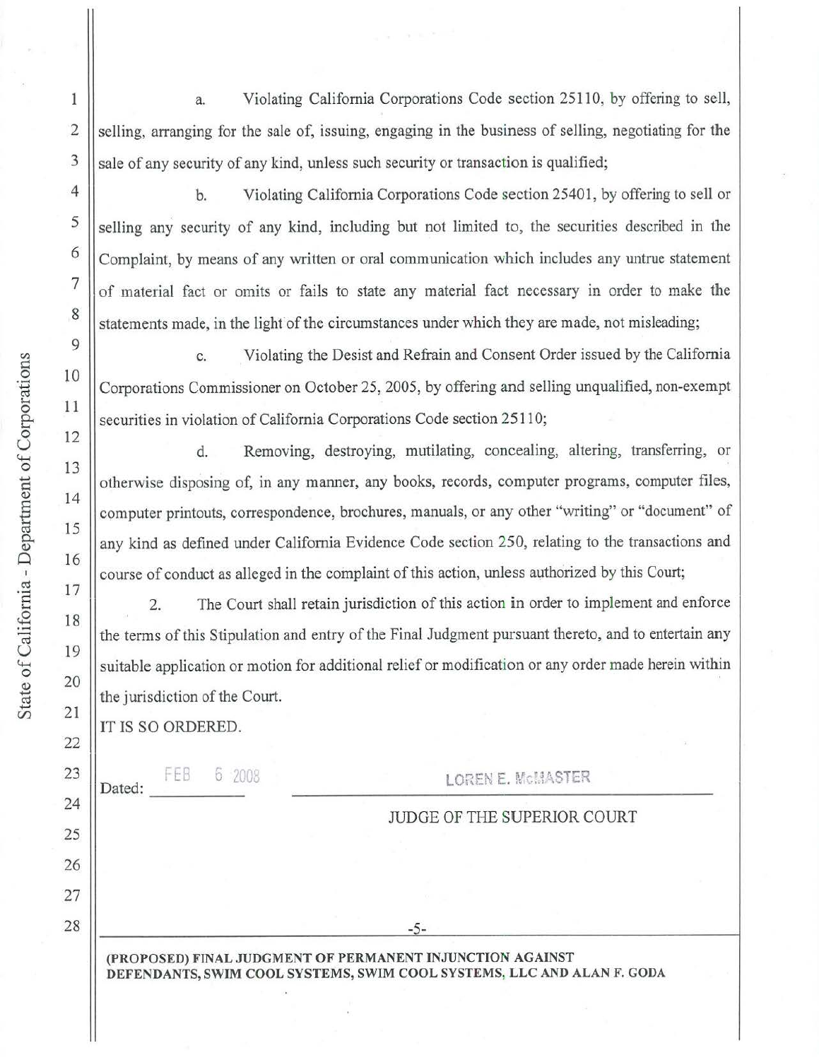a. Violating California Corporations Code section 25110, by offering to sell, selling, arranging for the sale of, issuing, engaging in the business of selling, negotiating for the sale of any security of any kind, unless such security or transaction is qualified;

b. Violating California Corporations Code section 25401, by offering to sell or selling any security of any kind, including but not limited to, the securities described in the Complaint, by means of any written or oral communication which includes any untrue statement of material fact or omits or fails to state any material fact necessary in order to make the statements made, in the light of the circumstances under which they are made, not misleading;

c. Violating the Desist and Refrain and Consent Order issued by the California Corporations Commissioner on October 25, 2005, by offering and selling unqualified, non-exempt securities in violation of California Corporations Code section 25110;

d. Removing, destroying, mutilating, concealing, altering, transferring, or otherwise disposing of, in any manner, any books, records, computer programs, computer files, computer printouts, correspondence, brochures, manuals, or any other "writing" or "document" of any kind as defined under California Evidence Code section 250, relating to the transactions and course of conduct as alleged in the complaint of this action, unless authorized by this Court;

2. The Court shall retain jurisdiction of this action in order to implement and enforce the terms of this Stipulation and entry of the Final Judgment pursuant thereto, and to entertain any suitable application or motion for additional relief or modification or any order made herein within the jurisdiction of the Court.

IT IS SO ORDERED.

Dated: FEB 6 2008

LOREN E. McMASTER

JUDGE OF THE SUPERIOR COURT

**(PROPOSED) FINAL JUDGMENT OF PERMANENT INJUNCTION AGAINST DEFENDANTS, SWIM COOL SYSTEMS, SWIM COOL SYSTEMS, LLC AND ALAN F. GODA**